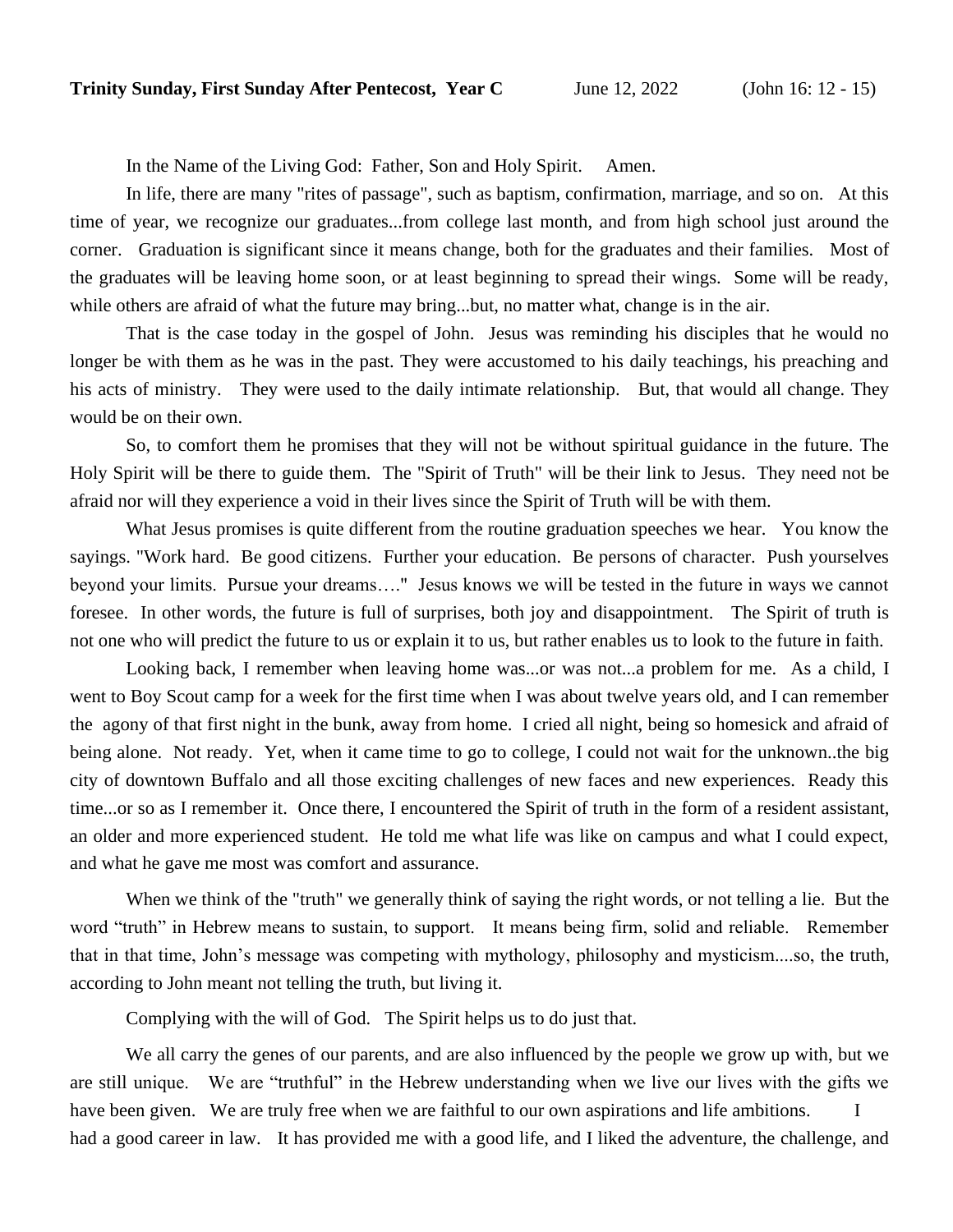**Trinity Sunday, First Sunday After Pentecost, Year C** June 12, 2022 (John 16: 12 - 15)

In the Name of the Living God: Father, Son and Holy Spirit. Amen.

In life, there are many "rites of passage", such as baptism, confirmation, marriage, and so on. At this time of year, we recognize our graduates...from college last month, and from high school just around the corner. Graduation is significant since it means change, both for the graduates and their families. Most of the graduates will be leaving home soon, or at least beginning to spread their wings. Some will be ready, while others are afraid of what the future may bring...but, no matter what, change is in the air.

That is the case today in the gospel of John. Jesus was reminding his disciples that he would no longer be with them as he was in the past. They were accustomed to his daily teachings, his preaching and his acts of ministry. They were used to the daily intimate relationship. But, that would all change. They would be on their own.

So, to comfort them he promises that they will not be without spiritual guidance in the future. The Holy Spirit will be there to guide them. The "Spirit of Truth" will be their link to Jesus. They need not be afraid nor will they experience a void in their lives since the Spirit of Truth will be with them.

What Jesus promises is quite different from the routine graduation speeches we hear. You know the sayings. "Work hard. Be good citizens. Further your education. Be persons of character. Push yourselves beyond your limits. Pursue your dreams…." Jesus knows we will be tested in the future in ways we cannot foresee. In other words, the future is full of surprises, both joy and disappointment. The Spirit of truth is not one who will predict the future to us or explain it to us, but rather enables us to look to the future in faith.

Looking back, I remember when leaving home was...or was not...a problem for me. As a child, I went to Boy Scout camp for a week for the first time when I was about twelve years old, and I can remember the agony of that first night in the bunk, away from home. I cried all night, being so homesick and afraid of being alone. Not ready. Yet, when it came time to go to college, I could not wait for the unknown..the big city of downtown Buffalo and all those exciting challenges of new faces and new experiences. Ready this time...or so as I remember it. Once there, I encountered the Spirit of truth in the form of a resident assistant, an older and more experienced student. He told me what life was like on campus and what I could expect, and what he gave me most was comfort and assurance.

When we think of the "truth" we generally think of saying the right words, or not telling a lie. But the word "truth" in Hebrew means to sustain, to support. It means being firm, solid and reliable. Remember that in that time, John's message was competing with mythology, philosophy and mysticism....so, the truth, according to John meant not telling the truth, but living it.

Complying with the will of God. The Spirit helps us to do just that.

We all carry the genes of our parents, and are also influenced by the people we grow up with, but we are still unique. We are "truthful" in the Hebrew understanding when we live our lives with the gifts we have been given. We are truly free when we are faithful to our own aspirations and life ambitions. I had a good career in law. It has provided me with a good life, and I liked the adventure, the challenge, and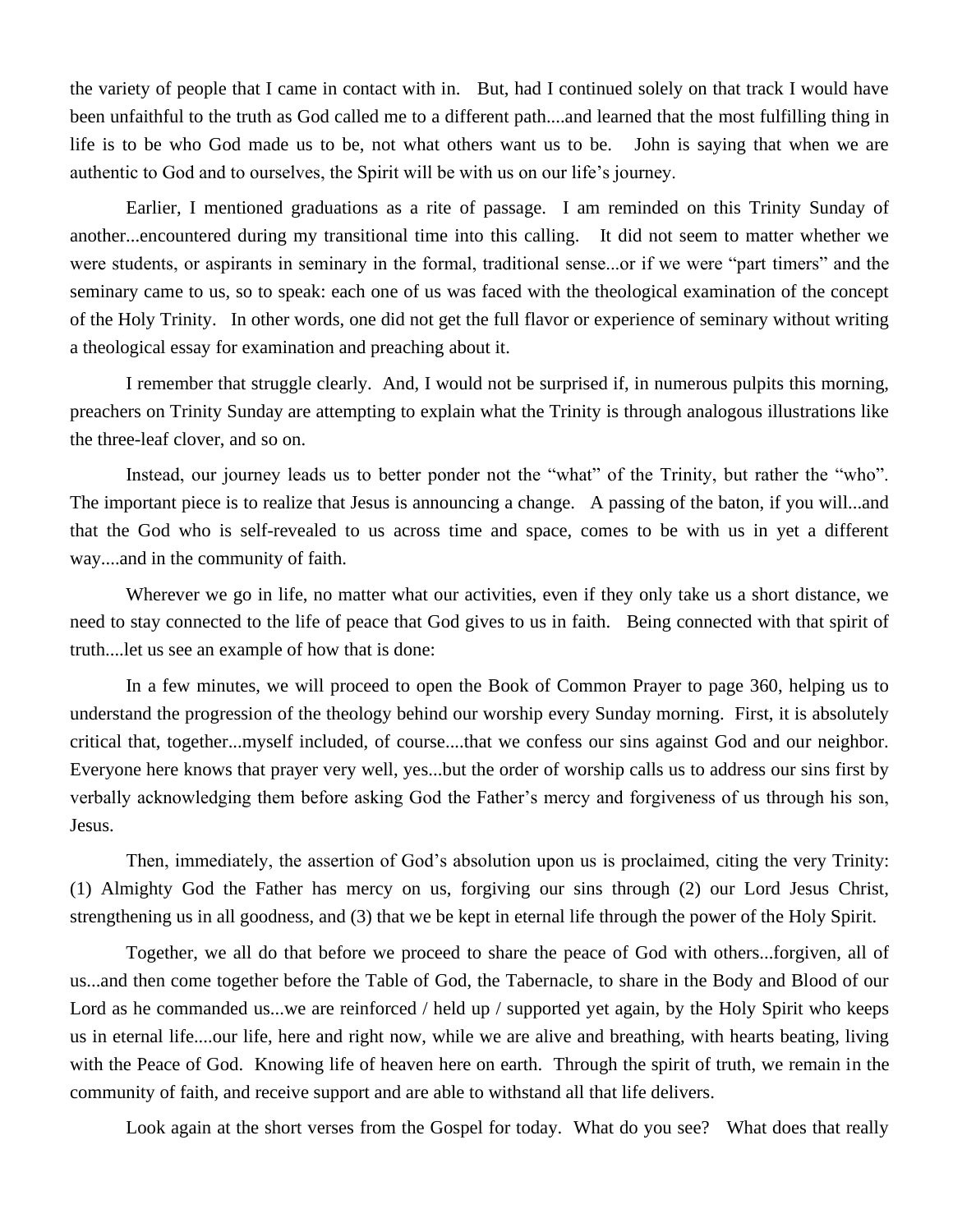the variety of people that I came in contact with in. But, had I continued solely on that track I would have been unfaithful to the truth as God called me to a different path....and learned that the most fulfilling thing in life is to be who God made us to be, not what others want us to be. John is saying that when we are authentic to God and to ourselves, the Spirit will be with us on our life's journey.

Earlier, I mentioned graduations as a rite of passage. I am reminded on this Trinity Sunday of another...encountered during my transitional time into this calling. It did not seem to matter whether we were students, or aspirants in seminary in the formal, traditional sense...or if we were "part timers" and the seminary came to us, so to speak: each one of us was faced with the theological examination of the concept of the Holy Trinity. In other words, one did not get the full flavor or experience of seminary without writing a theological essay for examination and preaching about it.

I remember that struggle clearly. And, I would not be surprised if, in numerous pulpits this morning, preachers on Trinity Sunday are attempting to explain what the Trinity is through analogous illustrations like the three-leaf clover, and so on.

Instead, our journey leads us to better ponder not the "what" of the Trinity, but rather the "who". The important piece is to realize that Jesus is announcing a change. A passing of the baton, if you will...and that the God who is self-revealed to us across time and space, comes to be with us in yet a different way....and in the community of faith.

Wherever we go in life, no matter what our activities, even if they only take us a short distance, we need to stay connected to the life of peace that God gives to us in faith. Being connected with that spirit of truth....let us see an example of how that is done:

In a few minutes, we will proceed to open the Book of Common Prayer to page 360, helping us to understand the progression of the theology behind our worship every Sunday morning. First, it is absolutely critical that, together...myself included, of course....that we confess our sins against God and our neighbor. Everyone here knows that prayer very well, yes...but the order of worship calls us to address our sins first by verbally acknowledging them before asking God the Father's mercy and forgiveness of us through his son, Jesus.

Then, immediately, the assertion of God's absolution upon us is proclaimed, citing the very Trinity: (1) Almighty God the Father has mercy on us, forgiving our sins through (2) our Lord Jesus Christ, strengthening us in all goodness, and (3) that we be kept in eternal life through the power of the Holy Spirit.

Together, we all do that before we proceed to share the peace of God with others...forgiven, all of us...and then come together before the Table of God, the Tabernacle, to share in the Body and Blood of our Lord as he commanded us...we are reinforced / held up / supported yet again, by the Holy Spirit who keeps us in eternal life....our life, here and right now, while we are alive and breathing, with hearts beating, living with the Peace of God. Knowing life of heaven here on earth. Through the spirit of truth, we remain in the community of faith, and receive support and are able to withstand all that life delivers.

Look again at the short verses from the Gospel for today. What do you see? What does that really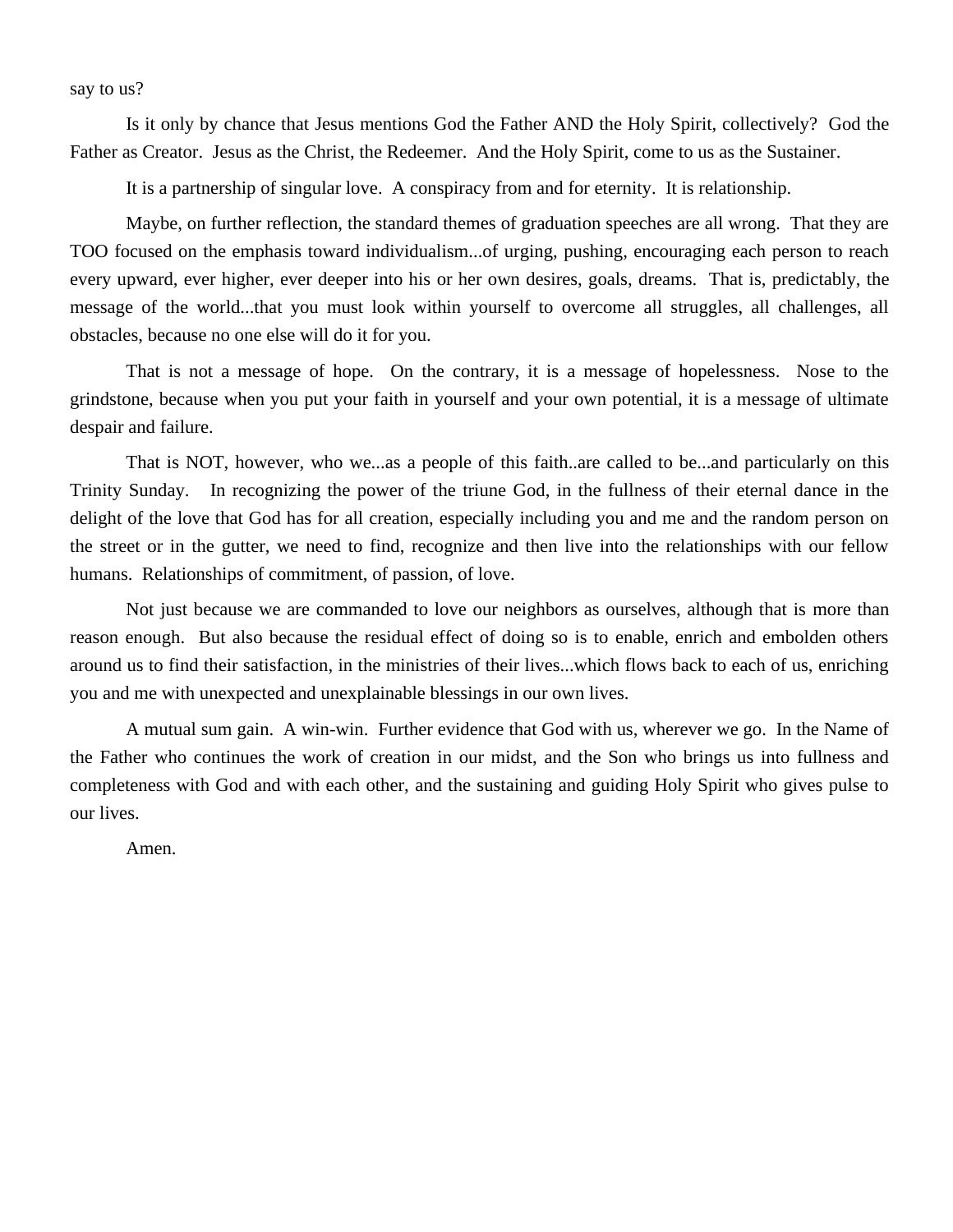say to us?

Is it only by chance that Jesus mentions God the Father AND the Holy Spirit, collectively? God the Father as Creator. Jesus as the Christ, the Redeemer. And the Holy Spirit, come to us as the Sustainer.

It is a partnership of singular love. A conspiracy from and for eternity. It is relationship.

Maybe, on further reflection, the standard themes of graduation speeches are all wrong. That they are TOO focused on the emphasis toward individualism...of urging, pushing, encouraging each person to reach every upward, ever higher, ever deeper into his or her own desires, goals, dreams. That is, predictably, the message of the world...that you must look within yourself to overcome all struggles, all challenges, all obstacles, because no one else will do it for you.

That is not a message of hope. On the contrary, it is a message of hopelessness. Nose to the grindstone, because when you put your faith in yourself and your own potential, it is a message of ultimate despair and failure.

That is NOT, however, who we...as a people of this faith..are called to be...and particularly on this Trinity Sunday. In recognizing the power of the triune God, in the fullness of their eternal dance in the delight of the love that God has for all creation, especially including you and me and the random person on the street or in the gutter, we need to find, recognize and then live into the relationships with our fellow humans. Relationships of commitment, of passion, of love.

Not just because we are commanded to love our neighbors as ourselves, although that is more than reason enough. But also because the residual effect of doing so is to enable, enrich and embolden others around us to find their satisfaction, in the ministries of their lives...which flows back to each of us, enriching you and me with unexpected and unexplainable blessings in our own lives.

A mutual sum gain. A win-win. Further evidence that God with us, wherever we go. In the Name of the Father who continues the work of creation in our midst, and the Son who brings us into fullness and completeness with God and with each other, and the sustaining and guiding Holy Spirit who gives pulse to our lives.

Amen.